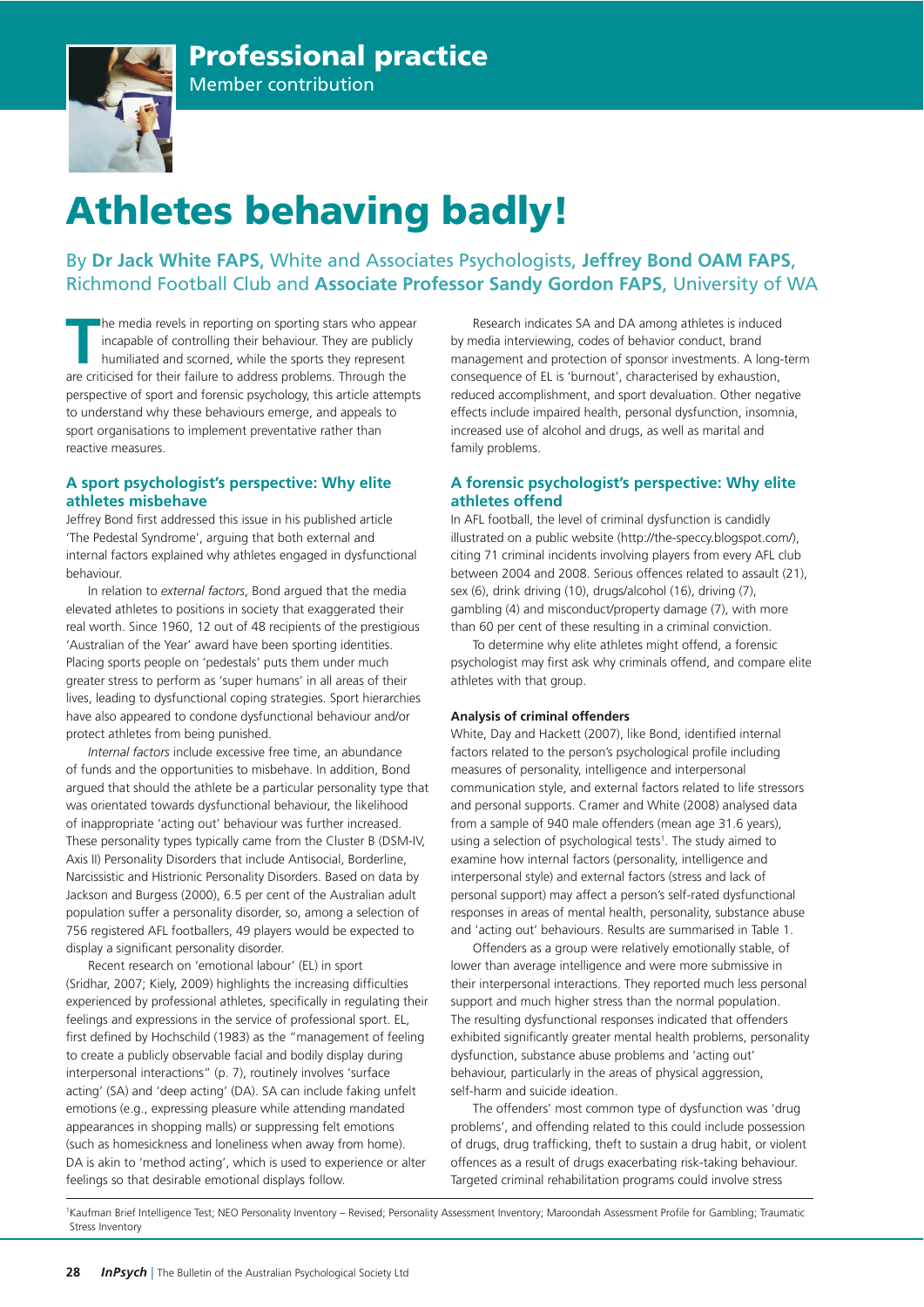Professional practice

Member contribution

# Athletes behaving badly!

By **Dr Jack White FAPS**, White and Associates Psychologists, **Jeffrey Bond OAM FAPS**, Richmond Football Club and **Associate Professor Sandy Gordon FAPS**, University of WA

The media revels in reporting on sporting stars who appear incapable of controlling their behaviour. They are publicly humiliated and scorned, while the sports they represent are criticised for their failure to address problems. Through the perspective of sport and forensic psychology, this article attempts to understand why these behaviours emerge, and appeals to sport organisations to implement preventative rather than reactive measures.

## A sport psychologist's perspective: Why elite athletes misbehave

Jeffrey Bond first addressed this issue in his published article 'The Pedestal Syndrome', arguing that both external and internal factors explained why athletes engaged in dysfunctional behaviour.

In relation to *external factors*, Bond argued that the media elevated athletes to positions in society that exaggerated their real worth. Since 1960, 12 out of 48 recipients of the prestigious 'Australian of the Year' award have been sporting identities. Placing sports people on 'pedestals' puts them under much greater stress to perform as 'super humans' in all areas of their lives, leading to dysfunctional coping strategies. Sport hierarchies have also appeared to condone dysfunctional behaviour and/or protect athletes from being punished.

*Internal factors* include excessive free time, an abundance of funds and the opportunities to misbehave. In addition, Bond argued that should the athlete be a particular personality type that was orientated towards dysfunctional behaviour, the likelihood of inappropriate 'acting out' behaviour was further increased. These personality types typically came from the Cluster B (DSM-IV, Axis II) Personality Disorders that include Antisocial, Borderline, Narcissistic and Histrionic Personality Disorders. Based on data by Jackson and Burgess (2000), 6.5 per cent of the Australian adult population suffer a personality disorder, so, among a selection of 756 registered AFL footballers, 49 players would be expected to display a significant personality disorder.

Recent research on 'emotional labour' (EL) in sport (Sridhar, 2007; Kiely, 2009) highlights the increasing difficulties experienced by professional athletes, specifically in regulating their feelings and expressions in the service of professional sport. EL, first defined by Hochschild (1983) as the "management of feeling to create a publicly observable facial and bodily display during interpersonal interactions" (p. 7), routinely involves 'surface acting' (SA) and 'deep acting' (DA). SA can include faking unfelt emotions (e.g., expressing pleasure while attending mandated appearances in shopping malls) or suppressing felt emotions (such as homesickness and loneliness when away from home). DA is akin to 'method acting', which is used to experience or alter feelings so that desirable emotional displays follow.

Research indicates SA and DA among athletes is induced by media interviewing, codes of behavior conduct, brand management and protection of sponsor investments. A long-term consequence of EL is 'burnout', characterised by exhaustion, reduced accomplishment, and sport devaluation. Other negative effects include impaired health, personal dysfunction, insomnia, increased use of alcohol and drugs, as well as marital and family problems.

## A forensic psychologist's perspective: Why elite athletes offend

In AFL football, the level of criminal dysfunction is candidly illustrated on a public website (http://the-speccy.blogspot.com/), citing 71 criminal incidents involving players from every AFL club between 2004 and 2008. Serious offences related to assault (21), sex (6), drink driving (10), drugs/alcohol (16), driving (7), gambling (4) and misconduct/property damage (7), with more than 60 per cent of these resulting in a criminal conviction.

To determine why elite athletes might offend, a forensic psychologist may first ask why criminals offend, and compare elite athletes with that group.

### Analysis of criminal offenders

White, Day and Hackett (2007), like Bond, identified internal factors related to the person's psychological profile including measures of personality, intelligence and interpersonal communication style, and external factors related to life stressors and personal supports. Cramer and White (2008) analysed data from a sample of 940 male offenders (mean age 31.6 years), using a selection of psychological tests[1]. The study aimed to examine how internal factors (personality, intelligence and interpersonal style) and external factors (stress and lack of personal support) may affect a person's self-rated dysfunctional responses in areas of mental health, personality, substance abuse and 'acting out' behaviours. Results are summarised in Table 1.

Offenders as a group were relatively emotionally stable, of lower than average intelligence and were more submissive in their interpersonal interactions. They reported much less personal support and much higher stress than the normal population. The resulting dysfunctional responses indicated that offenders exhibited significantly greater mental health problems, personality dysfunction, substance abuse problems and 'acting out' behaviour, particularly in the areas of physical aggression, self-harm and suicide ideation.

The offenders' most common type of dysfunction was 'drug problems', and offending related to this could include possession of drugs, drug trafficking, theft to sustain a drug habit, or violent offences as a result of drugs exacerbating risk-taking behaviour. Targeted criminal rehabilitation programs could involve stress

[1] Kaufman Brief Intelligence Test; NEO Personality Inventory – Revised; Personality Assessment Inventory; Maroondah Assessment Profile for Gambling; Traumatic Stress Inventory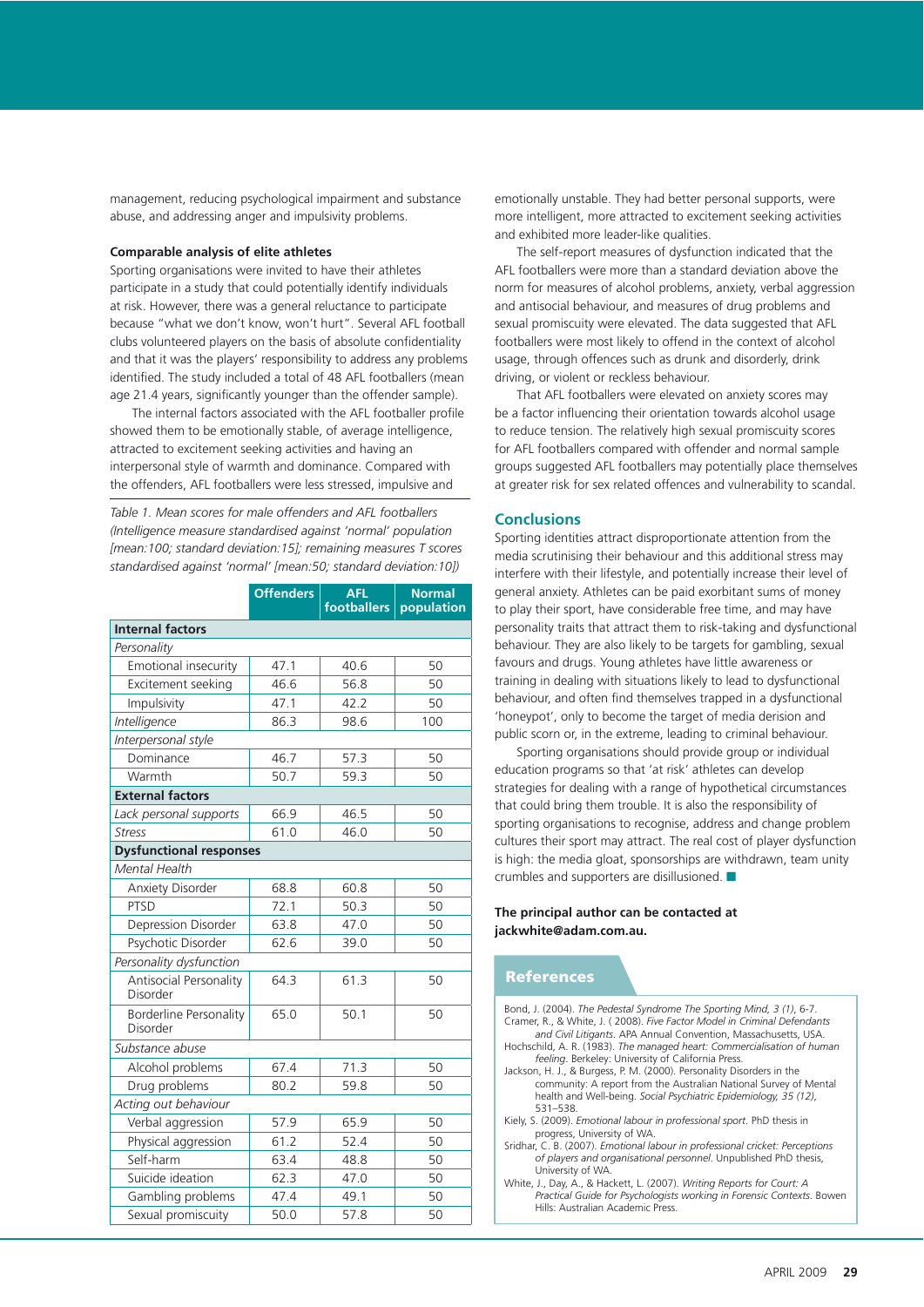management, reducing psychological impairment and substance abuse, and addressing anger and impulsivity problems.

**Comparable analysis of elite athletes**

Sporting organisations were invited to have their athletes participate in a study that could potentially identify individuals at risk. However, there was a general reluctance to participate because "what we don't know, won't hurt". Several AFL football clubs volunteered players on the basis of absolute confidentiality and that it was the players' responsibility to address any problems identified. The study included a total of 48 AFL footballers (mean age 21.4 years, significantly younger than the offender sample).

The internal factors associated with the AFL footballer profile showed them to be emotionally stable, of average intelligence, attracted to excitement seeking activities and having an interpersonal style of warmth and dominance. Compared with the offenders, AFL footballers were less stressed, impulsive and emotionally unstable. They had better personal supports, were more intelligent, more attracted to excitement seeking activities and exhibited more leader-like qualities.

The self-report measures of dysfunction indicated that the AFL footballers were more than a standard deviation above the norm for measures of alcohol problems, anxiety, verbal aggression and antisocial behaviour, and measures of drug problems and sexual promiscuity were elevated. The data suggested that AFL footballers were most likely to offend in the context of alcohol usage, through offences such as drunk and disorderly, drink driving, or violent or reckless behaviour.

That AFL footballers were elevated on anxiety scores may be a factor influencing their orientation towards alcohol usage to reduce tension. The relatively high sexual promiscuity scores for AFL footballers compared with offender and normal sample groups suggested AFL footballers may potentially place themselves at greater risk for sex related offences and vulnerability to scandal.

*Table 1. Mean scores for male offenders and AFL footballers (Intelligence measure standardised against 'normal' population [mean:100; standard deviation:15]; remaining measures T scores standardised against 'normal' [mean:50; standard deviation:10])*

| | Offenders | AFL footballers | Normal population |
|---|---|---|---|
| **Internal factors** | | | |
| *Personality* | | | |
| Emotional insecurity | 47.1 | 40.6 | 50 |
| Excitement seeking | 46.6 | 56.8 | 50 |
| Impulsivity | 47.1 | 42.2 | 50 |
| *Intelligence* | 86.3 | 98.6 | 100 |
| *Interpersonal style* | | | |
| Dominance | 46.7 | 57.3 | 50 |
| Warmth | 50.7 | 59.3 | 50 |
| **External factors** | | | |
| *Lack personal supports* | 66.9 | 46.5 | 50 |
| *Stress* | 61.0 | 46.0 | 50 |
| **Dysfunctional responses** | | | |
| *Mental Health* | | | |
| Anxiety Disorder | 68.8 | 60.8 | 50 |
| PTSD | 72.1 | 50.3 | 50 |
| Depression Disorder | 63.8 | 47.0 | 50 |
| Psychotic Disorder | 62.6 | 39.0 | 50 |
| *Personality dysfunction* | | | |
| Antisocial Personality Disorder | 64.3 | 61.3 | 50 |
| Borderline Personality Disorder | 65.0 | 50.1 | 50 |
| *Substance abuse* | | | |
| Alcohol problems | 67.4 | 71.3 | 50 |
| Drug problems | 80.2 | 59.8 | 50 |
| *Acting out behaviour* | | | |
| Verbal aggression | 57.9 | 65.9 | 50 |
| Physical aggression | 61.2 | 52.4 | 50 |
| Self-harm | 63.4 | 48.8 | 50 |
| Suicide ideation | 62.3 | 47.0 | 50 |
| Gambling problems | 47.4 | 49.1 | 50 |
| Sexual promiscuity | 50.0 | 57.8 | 50 |

## Conclusions

Sporting identities attract disproportionate attention from the media scrutinising their behaviour and this additional stress may interfere with their lifestyle, and potentially increase their level of general anxiety. Athletes can be paid exorbitant sums of money to play their sport, have considerable free time, and may have personality traits that attract them to risk-taking and dysfunctional behaviour. They are also likely to be targets for gambling, sexual favours and drugs. Young athletes have little awareness or training in dealing with situations likely to lead to dysfunctional behaviour, and often find themselves trapped in a dysfunctional 'honeypot', only to become the target of media derision and public scorn or, in the extreme, leading to criminal behaviour.

Sporting organisations should provide group or individual education programs so that 'at risk' athletes can develop strategies for dealing with a range of hypothetical circumstances that could bring them trouble. It is also the responsibility of sporting organisations to recognise, address and change problem cultures their sport may attract. The real cost of player dysfunction is high: the media gloat, sponsorships are withdrawn, team unity crumbles and supporters are disillusioned. ■

**The principal author can be contacted at jackwhite@adam.com.au.**

## References

Bond, J. (2004). *The Pedestal Syndrome The Sporting Mind, 3 (1)*, 6-7.

Cramer, R., & White, J. ( 2008). *Five Factor Model in Criminal Defendants and Civil Litigants*. APA Annual Convention, Massachusetts, USA.

Hochschild, A. R. (1983). *The managed heart: Commercialisation of human feeling*. Berkeley: University of California Press.

Jackson, H. J., & Burgess, P. M. (2000). Personality Disorders in the community: A report from the Australian National Survey of Mental health and Well-being. *Social Psychiatric Epidemiology, 35 (12)*, 531–538.

Kiely, S. (2009). *Emotional labour in professional sport*. PhD thesis in progress, University of WA.

Sridhar, C. B. (2007). *Emotional labour in professional cricket: Perceptions of players and organisational personnel*. Unpublished PhD thesis, University of WA.

White, J., Day, A., & Hackett, L. (2007). *Writing Reports for Court: A Practical Guide for Psychologists working in Forensic Contexts*. Bowen Hills: Australian Academic Press.